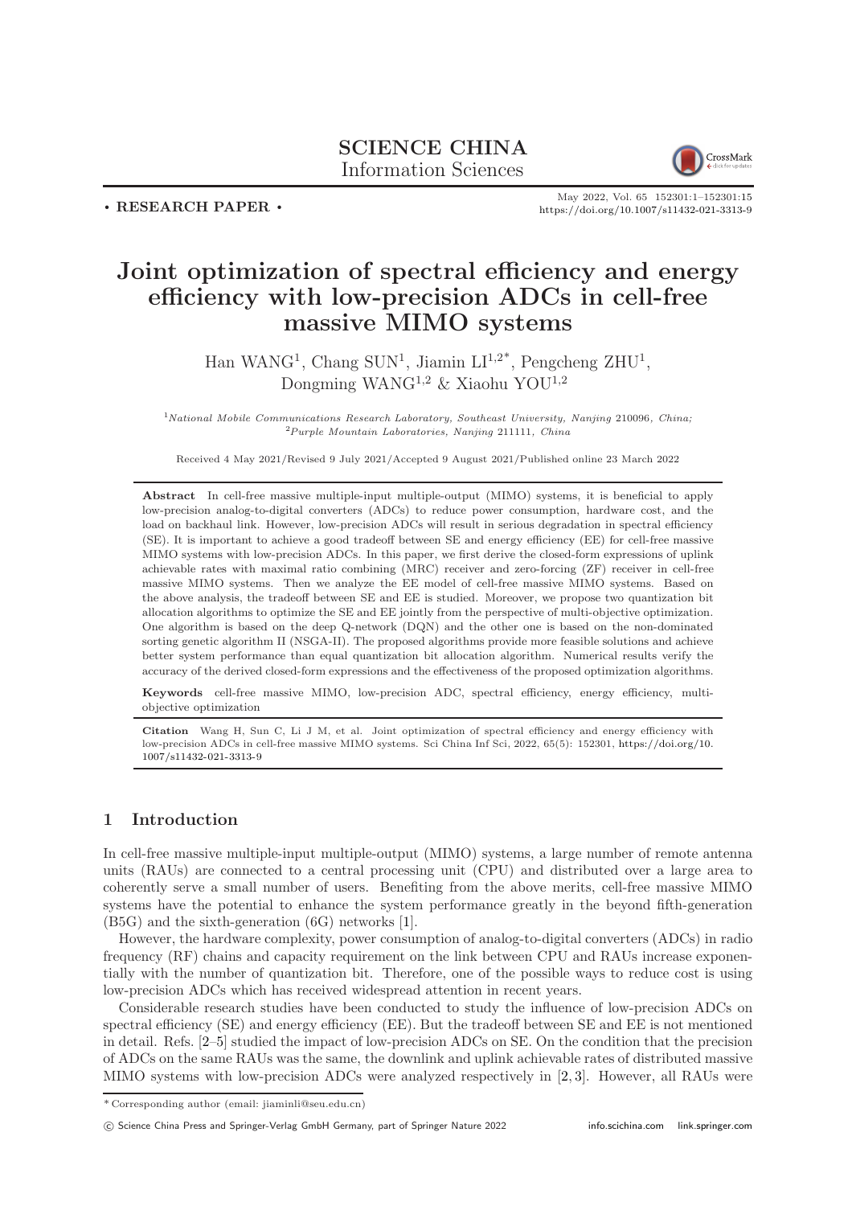SCIENCE CHINA
Information Sciences

• RESEARCH PAPER •

# Joint optimization of spectral efficiency and energy efficiency with low-precision ADCs in cell-free massive MIMO systems

Han WANG[1], Chang SUN[1], Jiamin LI[1,2*], Pengcheng ZHU[1], Dongming WANG[1,2] & Xiaohu YOU[1,2]

[1]*National Mobile Communications Research Laboratory, Southeast University, Nanjing* 210096*, China;*
[2]*Purple Mountain Laboratories, Nanjing* 211111*, China*

Received 4 May 2021/Revised 9 July 2021/Accepted 9 August 2021/Published online 23 March 2022

**Abstract** In cell-free massive multiple-input multiple-output (MIMO) systems, it is beneficial to apply low-precision analog-to-digital converters (ADCs) to reduce power consumption, hardware cost, and the load on backhaul link. However, low-precision ADCs will result in serious degradation in spectral efficiency (SE). It is important to achieve a good tradeoff between SE and energy efficiency (EE) for cell-free massive MIMO systems with low-precision ADCs. In this paper, we first derive the closed-form expressions of uplink achievable rates with maximal ratio combining (MRC) receiver and zero-forcing (ZF) receiver in cell-free massive MIMO systems. Then we analyze the EE model of cell-free massive MIMO systems. Based on the above analysis, the tradeoff between SE and EE is studied. Moreover, we propose two quantization bit allocation algorithms to optimize the SE and EE jointly from the perspective of multi-objective optimization. One algorithm is based on the deep Q-network (DQN) and the other one is based on the non-dominated sorting genetic algorithm II (NSGA-II). The proposed algorithms provide more feasible solutions and achieve better system performance than equal quantization bit allocation algorithm. Numerical results verify the accuracy of the derived closed-form expressions and the effectiveness of the proposed optimization algorithms.

**Keywords** cell-free massive MIMO, low-precision ADC, spectral efficiency, energy efficiency, multi-objective optimization

**Citation** Wang H, Sun C, Li J M, et al. Joint optimization of spectral efficiency and energy efficiency with low-precision ADCs in cell-free massive MIMO systems. Sci China Inf Sci, 2022, 65(5): 152301, https://doi.org/10.1007/s11432-021-3313-9

## 1 Introduction

In cell-free massive multiple-input multiple-output (MIMO) systems, a large number of remote antenna units (RAUs) are connected to a central processing unit (CPU) and distributed over a large area to coherently serve a small number of users. Benefiting from the above merits, cell-free massive MIMO systems have the potential to enhance the system performance greatly in the beyond fifth-generation (B5G) and the sixth-generation (6G) networks [1].

However, the hardware complexity, power consumption of analog-to-digital converters (ADCs) in radio frequency (RF) chains and capacity requirement on the link between CPU and RAUs increase exponentially with the number of quantization bit. Therefore, one of the possible ways to reduce cost is using low-precision ADCs which has received widespread attention in recent years.

Considerable research studies have been conducted to study the influence of low-precision ADCs on spectral efficiency (SE) and energy efficiency (EE). But the tradeoff between SE and EE is not mentioned in detail. Refs. [2–5] studied the impact of low-precision ADCs on SE. On the condition that the precision of ADCs on the same RAUs was the same, the downlink and uplink achievable rates of distributed massive MIMO systems with low-precision ADCs were analyzed respectively in [2, 3]. However, all RAUs were

* Corresponding author (email: jiaminli@seu.edu.cn)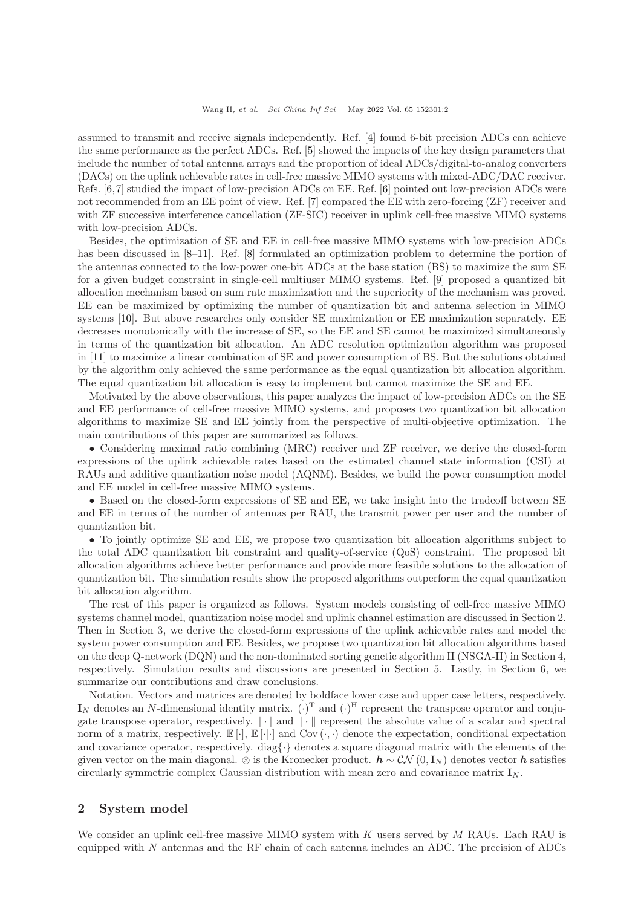assumed to transmit and receive signals independently. Ref. [4] found 6-bit precision ADCs can achieve the same performance as the perfect ADCs. Ref. [5] showed the impacts of the key design parameters that include the number of total antenna arrays and the proportion of ideal ADCs/digital-to-analog converters (DACs) on the uplink achievable rates in cell-free massive MIMO systems with mixed-ADC/DAC receiver. Refs. [6,7] studied the impact of low-precision ADCs on EE. Ref. [6] pointed out low-precision ADCs were not recommended from an EE point of view. Ref. [7] compared the EE with zero-forcing (ZF) receiver and with ZF successive interference cancellation (ZF-SIC) receiver in uplink cell-free massive MIMO systems with low-precision ADCs.

Besides, the optimization of SE and EE in cell-free massive MIMO systems with low-precision ADCs has been discussed in [8–11]. Ref. [8] formulated an optimization problem to determine the portion of the antennas connected to the low-power one-bit ADCs at the base station (BS) to maximize the sum SE for a given budget constraint in single-cell multiuser MIMO systems. Ref. [9] proposed a quantized bit allocation mechanism based on sum rate maximization and the superiority of the mechanism was proved. EE can be maximized by optimizing the number of quantization bit and antenna selection in MIMO systems [10]. But above researches only consider SE maximization or EE maximization separately. EE decreases monotonically with the increase of SE, so the EE and SE cannot be maximized simultaneously in terms of the quantization bit allocation. An ADC resolution optimization algorithm was proposed in [11] to maximize a linear combination of SE and power consumption of BS. But the solutions obtained by the algorithm only achieved the same performance as the equal quantization bit allocation algorithm. The equal quantization bit allocation is easy to implement but cannot maximize the SE and EE.

Motivated by the above observations, this paper analyzes the impact of low-precision ADCs on the SE and EE performance of cell-free massive MIMO systems, and proposes two quantization bit allocation algorithms to maximize SE and EE jointly from the perspective of multi-objective optimization. The main contributions of this paper are summarized as follows.

- Considering maximal ratio combining (MRC) receiver and ZF receiver, we derive the closed-form expressions of the uplink achievable rates based on the estimated channel state information (CSI) at RAUs and additive quantization noise model (AQNM). Besides, we build the power consumption model and EE model in cell-free massive MIMO systems.
- Based on the closed-form expressions of SE and EE, we take insight into the tradeoff between SE and EE in terms of the number of antennas per RAU, the transmit power per user and the number of quantization bit.
- To jointly optimize SE and EE, we propose two quantization bit allocation algorithms subject to the total ADC quantization bit constraint and quality-of-service (QoS) constraint. The proposed bit allocation algorithms achieve better performance and provide more feasible solutions to the allocation of quantization bit. The simulation results show the proposed algorithms outperform the equal quantization bit allocation algorithm.

The rest of this paper is organized as follows. System models consisting of cell-free massive MIMO systems channel model, quantization noise model and uplink channel estimation are discussed in Section 2. Then in Section 3, we derive the closed-form expressions of the uplink achievable rates and model the system power consumption and EE. Besides, we propose two quantization bit allocation algorithms based on the deep Q-network (DQN) and the non-dominated sorting genetic algorithm II (NSGA-II) in Section 4, respectively. Simulation results and discussions are presented in Section 5. Lastly, in Section 6, we summarize our contributions and draw conclusions.

Notation. Vectors and matrices are denoted by boldface lower case and upper case letters, respectively. $\mathbf{I}_N$ denotes an $N$-dimensional identity matrix. $(\cdot)^{\mathrm{T}}$ and $(\cdot)^{\mathrm{H}}$ represent the transpose operator and conjugate transpose operator, respectively. $|\cdot|$ and $\|\cdot\|$ represent the absolute value of a scalar and spectral norm of a matrix, respectively. $\mathbb{E}[\cdot]$, $\mathbb{E}[\cdot|\cdot]$ and $\mathrm{Cov}(\cdot,\cdot)$ denote the expectation, conditional expectation and covariance operator, respectively. $\mathrm{diag}\{\cdot\}$ denotes a square diagonal matrix with the elements of the given vector on the main diagonal. $\otimes$ is the Kronecker product. $\boldsymbol{h} \sim \mathcal{CN}(0, \mathbf{I}_N)$ denotes vector $\boldsymbol{h}$ satisfies circularly symmetric complex Gaussian distribution with mean zero and covariance matrix $\mathbf{I}_N$.

## 2 System model

We consider an uplink cell-free massive MIMO system with $K$ users served by $M$ RAUs. Each RAU is equipped with $N$ antennas and the RF chain of each antenna includes an ADC. The precision of ADCs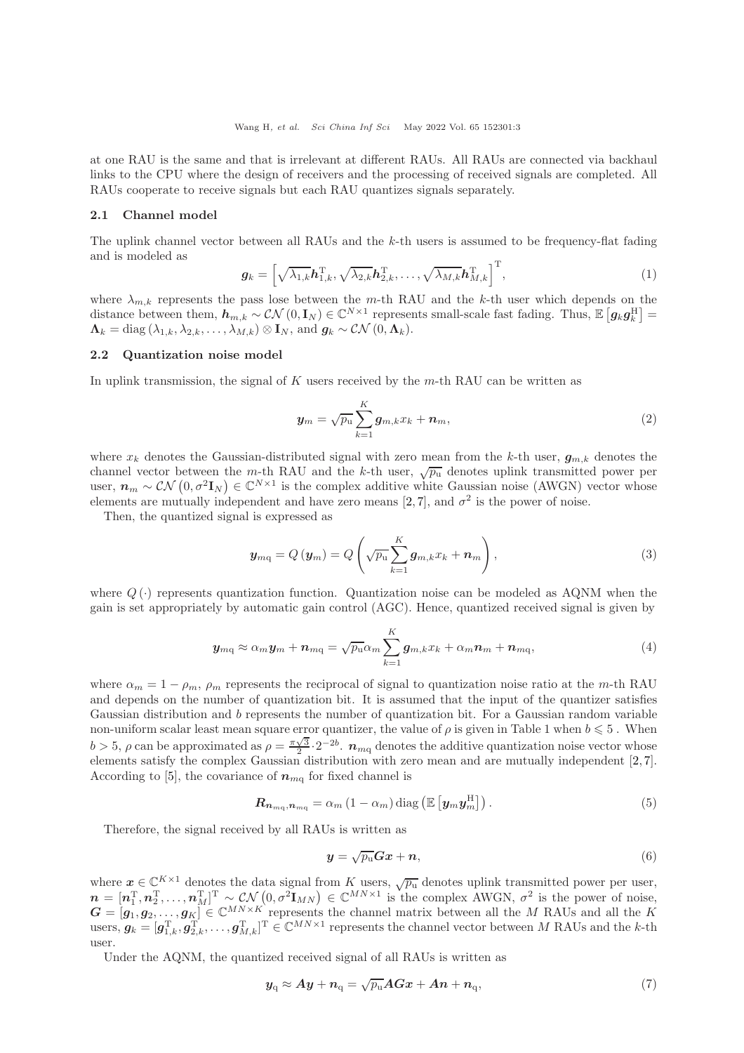at one RAU is the same and that is irrelevant at different RAUs. All RAUs are connected via backhaul links to the CPU where the design of receivers and the processing of received signals are completed. All RAUs cooperate to receive signals but each RAU quantizes signals separately.

### 2.1 Channel model

The uplink channel vector between all RAUs and the $k$-th users is assumed to be frequency-flat fading and is modeled as

$$\boldsymbol{g}_k = \left[\sqrt{\lambda_{1,k}}\boldsymbol{h}_{1,k}^{\mathrm{T}}, \sqrt{\lambda_{2,k}}\boldsymbol{h}_{2,k}^{\mathrm{T}}, \ldots, \sqrt{\lambda_{M,k}}\boldsymbol{h}_{M,k}^{\mathrm{T}}\right]^{\mathrm{T}}, \tag{1}$$

where $\lambda_{m,k}$ represents the pass lose between the $m$-th RAU and the $k$-th user which depends on the distance between them, $\boldsymbol{h}_{m,k} \sim \mathcal{CN}(0, \mathbf{I}_N) \in \mathbb{C}^{N\times 1}$ represents small-scale fast fading. Thus, $\mathbb{E}\left[\boldsymbol{g}_k\boldsymbol{g}_k^{\mathrm{H}}\right] = \boldsymbol{\Lambda}_k = \mathrm{diag}\left(\lambda_{1,k}, \lambda_{2,k}, \ldots, \lambda_{M,k}\right) \otimes \mathbf{I}_N$, and $\boldsymbol{g}_k \sim \mathcal{CN}(0, \boldsymbol{\Lambda}_k)$.

### 2.2 Quantization noise model

In uplink transmission, the signal of $K$ users received by the $m$-th RAU can be written as

$$\boldsymbol{y}_m = \sqrt{p_{\mathrm{u}}}\sum_{k=1}^{K}\boldsymbol{g}_{m,k}x_k + \boldsymbol{n}_m, \tag{2}$$

where $x_k$ denotes the Gaussian-distributed signal with zero mean from the $k$-th user, $\boldsymbol{g}_{m,k}$ denotes the channel vector between the $m$-th RAU and the $k$-th user, $\sqrt{p_{\mathrm{u}}}$ denotes uplink transmitted power per user, $\boldsymbol{n}_m \sim \mathcal{CN}\left(0, \sigma^2\mathbf{I}_N\right) \in \mathbb{C}^{N\times 1}$ is the complex additive white Gaussian noise (AWGN) vector whose elements are mutually independent and have zero means [2, 7], and $\sigma^2$ is the power of noise.

Then, the quantized signal is expressed as

$$\boldsymbol{y}_{m\mathrm{q}} = Q\left(\boldsymbol{y}_m\right) = Q\left(\sqrt{p_{\mathrm{u}}}\sum_{k=1}^{K}\boldsymbol{g}_{m,k}x_k + \boldsymbol{n}_m\right), \tag{3}$$

where $Q(\cdot)$ represents quantization function. Quantization noise can be modeled as AQNM when the gain is set appropriately by automatic gain control (AGC). Hence, quantized received signal is given by

$$\boldsymbol{y}_{m\mathrm{q}} \approx \alpha_m\boldsymbol{y}_m + \boldsymbol{n}_{m\mathrm{q}} = \sqrt{p_{\mathrm{u}}}\alpha_m\sum_{k=1}^{K}\boldsymbol{g}_{m,k}x_k + \alpha_m\boldsymbol{n}_m + \boldsymbol{n}_{m\mathrm{q}}, \tag{4}$$

where $\alpha_m = 1 - \rho_m$, $\rho_m$ represents the reciprocal of signal to quantization noise ratio at the $m$-th RAU and depends on the number of quantization bit. It is assumed that the input of the quantizer satisfies Gaussian distribution and $b$ represents the number of quantization bit. For a Gaussian random variable non-uniform scalar least mean square error quantizer, the value of $\rho$ is given in Table 1 when $b \leqslant 5$ . When $b > 5$, $\rho$ can be approximated as $\rho = \frac{\pi\sqrt{3}}{2}\cdot 2^{-2b}$. $\boldsymbol{n}_{m\mathrm{q}}$ denotes the additive quantization noise vector whose elements satisfy the complex Gaussian distribution with zero mean and are mutually independent [2, 7]. According to [5], the covariance of $\boldsymbol{n}_{m\mathrm{q}}$ for fixed channel is

$$\boldsymbol{R}_{\boldsymbol{n}_{m\mathrm{q}},\boldsymbol{n}_{m\mathrm{q}}} = \alpha_m\left(1 - \alpha_m\right)\mathrm{diag}\left(\mathbb{E}\left[\boldsymbol{y}_m\boldsymbol{y}_m^{\mathrm{H}}\right]\right). \tag{5}$$

Therefore, the signal received by all RAUs is written as

$$\boldsymbol{y} = \sqrt{p_{\mathrm{u}}}\boldsymbol{G}\boldsymbol{x} + \boldsymbol{n}, \tag{6}$$

where $\boldsymbol{x} \in \mathbb{C}^{K\times 1}$ denotes the data signal from $K$ users, $\sqrt{p_{\mathrm{u}}}$ denotes uplink transmitted power per user, $\boldsymbol{n} = [\boldsymbol{n}_1^{\mathrm{T}}, \boldsymbol{n}_2^{\mathrm{T}}, \ldots, \boldsymbol{n}_M^{\mathrm{T}}]^{\mathrm{T}} \sim \mathcal{CN}\left(0, \sigma^2\mathbf{I}_{MN}\right) \in \mathbb{C}^{MN\times 1}$ is the complex AWGN, $\sigma^2$ is the power of noise, $\boldsymbol{G} = [\boldsymbol{g}_1, \boldsymbol{g}_2, \ldots, \boldsymbol{g}_K] \in \mathbb{C}^{MN\times K}$ represents the channel matrix between all the $M$ RAUs and all the $K$ users, $\boldsymbol{g}_k = [\boldsymbol{g}_{1,k}^{\mathrm{T}}, \boldsymbol{g}_{2,k}^{\mathrm{T}}, \ldots, \boldsymbol{g}_{M,k}^{\mathrm{T}}]^{\mathrm{T}} \in \mathbb{C}^{MN\times 1}$ represents the channel vector between $M$ RAUs and the $k$-th user.

Under the AQNM, the quantized received signal of all RAUs is written as

$$\boldsymbol{y}_{\mathrm{q}} \approx \boldsymbol{A}\boldsymbol{y} + \boldsymbol{n}_{\mathrm{q}} = \sqrt{p_{\mathrm{u}}}\boldsymbol{A}\boldsymbol{G}\boldsymbol{x} + \boldsymbol{A}\boldsymbol{n} + \boldsymbol{n}_{\mathrm{q}}, \tag{7}$$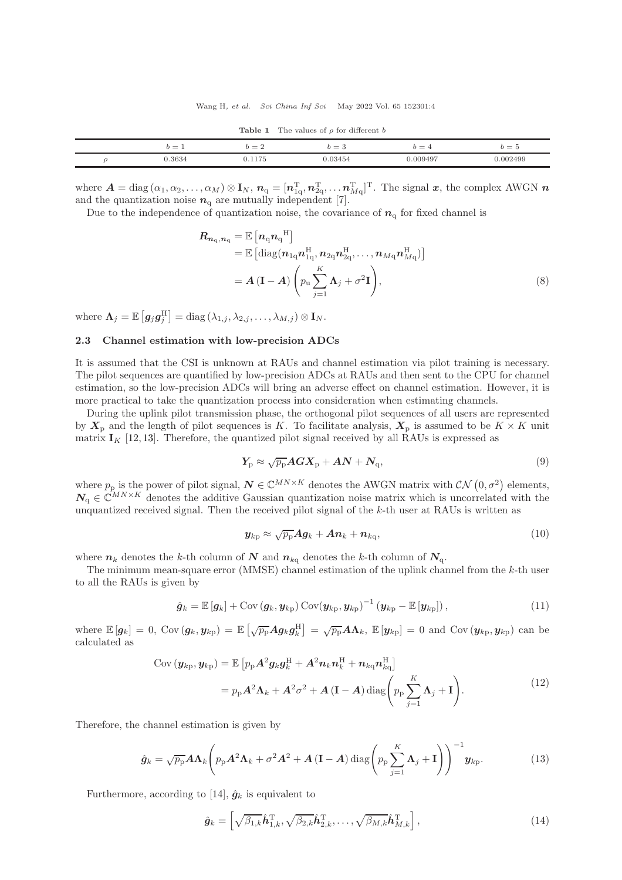**Table 1** The values of $\rho$ for different $b$

|  | $b=1$ | $b=2$ | $b=3$ | $b=4$ | $b=5$ |
|---|---|---|---|---|---|
| $\rho$ | 0.3634 | 0.1175 | 0.03454 | 0.009497 | 0.002499 |

where $\boldsymbol{A} = \mathrm{diag}\left(\alpha_1, \alpha_2, \ldots, \alpha_M\right) \otimes \mathbf{I}_N$, $\boldsymbol{n}_{\mathrm{q}} = [\boldsymbol{n}_{1\mathrm{q}}^{\mathrm{T}}, \boldsymbol{n}_{2\mathrm{q}}^{\mathrm{T}}, \ldots \boldsymbol{n}_{M\mathrm{q}}^{\mathrm{T}}]^{\mathrm{T}}$. The signal $\boldsymbol{x}$, the complex AWGN $\boldsymbol{n}$ and the quantization noise $\boldsymbol{n}_{\mathrm{q}}$ are mutually independent [7].

Due to the independence of quantization noise, the covariance of $\boldsymbol{n}_{\mathrm{q}}$ for fixed channel is

$$
\begin{aligned}
\boldsymbol{R}_{\boldsymbol{n}_{\mathrm{q}}, \boldsymbol{n}_{\mathrm{q}}} &= \mathbb{E}\left[\boldsymbol{n}_{\mathrm{q}} {\boldsymbol{n}_{\mathrm{q}}}^{\mathrm{H}}\right] \\
&= \mathbb{E}\left[\mathrm{diag}(\boldsymbol{n}_{1\mathrm{q}}\boldsymbol{n}_{1\mathrm{q}}^{\mathrm{H}}, \boldsymbol{n}_{2\mathrm{q}}\boldsymbol{n}_{2\mathrm{q}}^{\mathrm{H}}, \ldots, \boldsymbol{n}_{M\mathrm{q}}\boldsymbol{n}_{M\mathrm{q}}^{\mathrm{H}})\right] \\
&= \boldsymbol{A}\left(\mathbf{I} - \boldsymbol{A}\right)\left(p_{\mathrm{u}} \sum_{j=1}^{K} \boldsymbol{\Lambda}_j + \sigma^2 \mathbf{I}\right),
\end{aligned} \tag{8}
$$

where $\boldsymbol{\Lambda}_j = \mathbb{E}\left[\boldsymbol{g}_j \boldsymbol{g}_j^{\mathrm{H}}\right] = \mathrm{diag}\left(\lambda_{1,j}, \lambda_{2,j}, \ldots, \lambda_{M,j}\right) \otimes \mathbf{I}_N$.

### 2.3 Channel estimation with low-precision ADCs

It is assumed that the CSI is unknown at RAUs and channel estimation via pilot training is necessary. The pilot sequences are quantified by low-precision ADCs at RAUs and then sent to the CPU for channel estimation, so the low-precision ADCs will bring an adverse effect on channel estimation. However, it is more practical to take the quantization process into consideration when estimating channels.

During the uplink pilot transmission phase, the orthogonal pilot sequences of all users are represented by $\boldsymbol{X}_{\mathrm{p}}$ and the length of pilot sequences is $K$. To facilitate analysis, $\boldsymbol{X}_{\mathrm{p}}$ is assumed to be $K \times K$ unit matrix $\mathbf{I}_K$ [12,13]. Therefore, the quantized pilot signal received by all RAUs is expressed as

$$
\boldsymbol{Y}_{\mathrm{p}} \approx \sqrt{p_{\mathrm{p}}} \boldsymbol{A}\boldsymbol{G}\boldsymbol{X}_{\mathrm{p}} + \boldsymbol{A}\boldsymbol{N} + \boldsymbol{N}_{\mathrm{q}}, \tag{9}
$$

where $p_{\mathrm{p}}$ is the power of pilot signal, $\boldsymbol{N} \in \mathbb{C}^{MN \times K}$ denotes the AWGN matrix with $\mathcal{CN}\left(0, \sigma^2\right)$ elements, $\boldsymbol{N}_{\mathrm{q}} \in \mathbb{C}^{MN \times K}$ denotes the additive Gaussian quantization noise matrix which is uncorrelated with the unquantized received signal. Then the received pilot signal of the $k$-th user at RAUs is written as

$$
\boldsymbol{y}_{k\mathrm{p}} \approx \sqrt{p_{\mathrm{p}}} \boldsymbol{A}\boldsymbol{g}_k + \boldsymbol{A}\boldsymbol{n}_k + \boldsymbol{n}_{k\mathrm{q}}, \tag{10}
$$

where $\boldsymbol{n}_k$ denotes the $k$-th column of $\boldsymbol{N}$ and $\boldsymbol{n}_{k\mathrm{q}}$ denotes the $k$-th column of $\boldsymbol{N}_{\mathrm{q}}$.

The minimum mean-square error (MMSE) channel estimation of the uplink channel from the $k$-th user to all the RAUs is given by

$$
\hat{\boldsymbol{g}}_k = \mathbb{E}\left[\boldsymbol{g}_k\right] + \mathrm{Cov}\left(\boldsymbol{g}_k, \boldsymbol{y}_{k\mathrm{p}}\right) \mathrm{Cov}(\boldsymbol{y}_{k\mathrm{p}}, \boldsymbol{y}_{k\mathrm{p}})^{-1} \left(\boldsymbol{y}_{k\mathrm{p}} - \mathbb{E}\left[\boldsymbol{y}_{k\mathrm{p}}\right]\right), \tag{11}
$$

where $\mathbb{E}\left[\boldsymbol{g}_k\right] = 0$, $\mathrm{Cov}\left(\boldsymbol{g}_k, \boldsymbol{y}_{k\mathrm{p}}\right) = \mathbb{E}\left[\sqrt{p_{\mathrm{p}}}\boldsymbol{A}\boldsymbol{g}_k\boldsymbol{g}_k^{\mathrm{H}}\right] = \sqrt{p_{\mathrm{p}}}\boldsymbol{A}\boldsymbol{\Lambda}_k$, $\mathbb{E}\left[\boldsymbol{y}_{k\mathrm{p}}\right] = 0$ and $\mathrm{Cov}\left(\boldsymbol{y}_{k\mathrm{p}}, \boldsymbol{y}_{k\mathrm{p}}\right)$ can be calculated as

$$
\begin{aligned}
\mathrm{Cov}\left(\boldsymbol{y}_{k\mathrm{p}}, \boldsymbol{y}_{k\mathrm{p}}\right) &= \mathbb{E}\left[p_{\mathrm{p}}\boldsymbol{A}^2\boldsymbol{g}_k\boldsymbol{g}_k^{\mathrm{H}} + \boldsymbol{A}^2\boldsymbol{n}_k\boldsymbol{n}_k^{\mathrm{H}} + \boldsymbol{n}_{k\mathrm{q}}\boldsymbol{n}_{k\mathrm{q}}^{\mathrm{H}}\right] \\
&= p_{\mathrm{p}}\boldsymbol{A}^2\boldsymbol{\Lambda}_k + \boldsymbol{A}^2\sigma^2 + \boldsymbol{A}\left(\mathbf{I} - \boldsymbol{A}\right)\mathrm{diag}\left(p_{\mathrm{p}}\sum_{j=1}^{K}\boldsymbol{\Lambda}_j + \mathbf{I}\right).
\end{aligned} \tag{12}
$$

Therefore, the channel estimation is given by

$$
\hat{\boldsymbol{g}}_k = \sqrt{p_{\mathrm{p}}}\boldsymbol{A}\boldsymbol{\Lambda}_k\left(p_{\mathrm{p}}\boldsymbol{A}^2\boldsymbol{\Lambda}_k + \sigma^2\boldsymbol{A}^2 + \boldsymbol{A}\left(\mathbf{I} - \boldsymbol{A}\right)\mathrm{diag}\left(p_{\mathrm{p}}\sum_{j=1}^{K}\boldsymbol{\Lambda}_j + \mathbf{I}\right)\right)^{-1}\boldsymbol{y}_{k\mathrm{p}}. \tag{13}
$$

Furthermore, according to [14], $\hat{\boldsymbol{g}}_k$ is equivalent to

$$
\hat{\boldsymbol{g}}_k = \left[\sqrt{\beta_{1,k}}\hat{\boldsymbol{h}}_{1,k}^{\mathrm{T}}, \sqrt{\beta_{2,k}}\hat{\boldsymbol{h}}_{2,k}^{\mathrm{T}}, \ldots, \sqrt{\beta_{M,k}}\hat{\boldsymbol{h}}_{M,k}^{\mathrm{T}}\right], \tag{14}
$$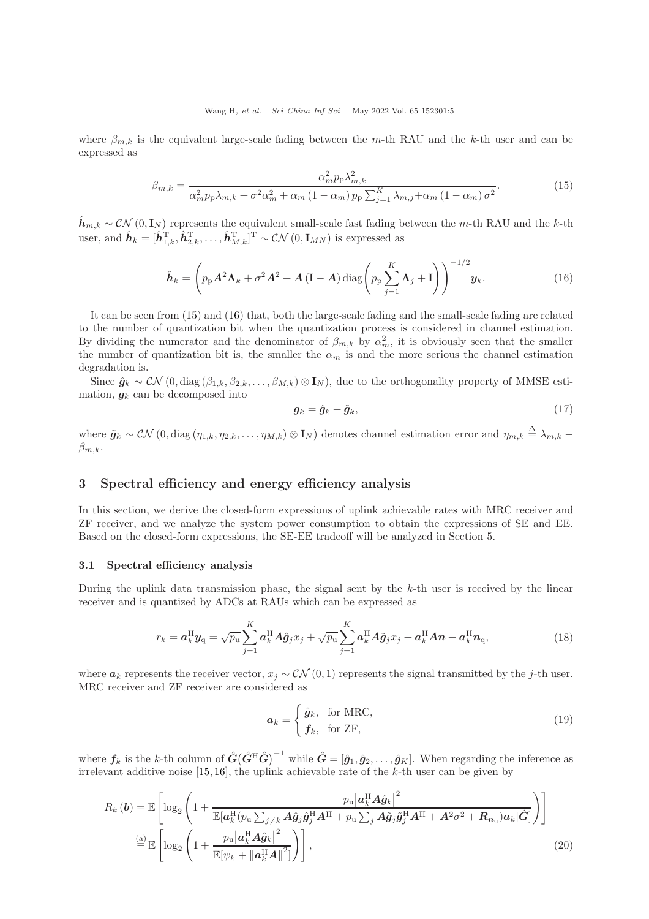where $\beta_{m,k}$ is the equivalent large-scale fading between the $m$-th RAU and the $k$-th user and can be expressed as

$$\beta_{m,k} = \frac{\alpha_m^2 p_{\rm p} \lambda_{m,k}^2}{\alpha_m^2 p_{\rm p} \lambda_{m,k} + \sigma^2 \alpha_m^2 + \alpha_m (1-\alpha_m) p_{\rm p} \sum_{j=1}^{K} \lambda_{m,j} + \alpha_m (1-\alpha_m) \sigma^2}. \tag{15}$$

$\hat{\boldsymbol{h}}_{m,k} \sim \mathcal{CN}(0, \mathbf{I}_N)$ represents the equivalent small-scale fast fading between the $m$-th RAU and the $k$-th user, and $\hat{\boldsymbol{h}}_k = [\hat{\boldsymbol{h}}_{1,k}^{\rm T}, \hat{\boldsymbol{h}}_{2,k}^{\rm T}, \ldots, \hat{\boldsymbol{h}}_{M,k}^{\rm T}]^{\rm T} \sim \mathcal{CN}(0, \mathbf{I}_{MN})$ is expressed as

$$\hat{\boldsymbol{h}}_k = \left( p_{\rm p} \boldsymbol{A}^2 \boldsymbol{\Lambda}_k + \sigma^2 \boldsymbol{A}^2 + \boldsymbol{A}(\mathbf{I} - \boldsymbol{A}) \,\mathrm{diag}\!\left( p_{\rm p} \sum_{j=1}^{K} \boldsymbol{\Lambda}_j + \mathbf{I} \right) \right)^{-1/2} \boldsymbol{y}_k. \tag{16}$$

It can be seen from (15) and (16) that, both the large-scale fading and the small-scale fading are related to the number of quantization bit when the quantization process is considered in channel estimation. By dividing the numerator and the denominator of $\beta_{m,k}$ by $\alpha_m^2$, it is obviously seen that the smaller the number of quantization bit is, the smaller the $\alpha_m$ is and the more serious the channel estimation degradation is.

Since $\hat{\boldsymbol{g}}_k \sim \mathcal{CN}(0, \mathrm{diag}(\beta_{1,k}, \beta_{2,k}, \ldots, \beta_{M,k}) \otimes \mathbf{I}_N)$, due to the orthogonality property of MMSE estimation, $\boldsymbol{g}_k$ can be decomposed into

$$\boldsymbol{g}_k = \hat{\boldsymbol{g}}_k + \tilde{\boldsymbol{g}}_k, \tag{17}$$

where $\tilde{\boldsymbol{g}}_k \sim \mathcal{CN}(0, \mathrm{diag}(\eta_{1,k}, \eta_{2,k}, \ldots, \eta_{M,k}) \otimes \mathbf{I}_N)$ denotes channel estimation error and $\eta_{m,k} \triangleq \lambda_{m,k} - \beta_{m,k}$.

## 3 Spectral efficiency and energy efficiency analysis

In this section, we derive the closed-form expressions of uplink achievable rates with MRC receiver and ZF receiver, and we analyze the system power consumption to obtain the expressions of SE and EE. Based on the closed-form expressions, the SE-EE tradeoff will be analyzed in Section 5.

### 3.1 Spectral efficiency analysis

During the uplink data transmission phase, the signal sent by the $k$-th user is received by the linear receiver and is quantized by ADCs at RAUs which can be expressed as

$$r_k = \boldsymbol{a}_k^{\rm H} \boldsymbol{y}_{\rm q} = \sqrt{p_{\rm u}} \sum_{j=1}^{K} \boldsymbol{a}_k^{\rm H} \boldsymbol{A} \hat{\boldsymbol{g}}_j x_j + \sqrt{p_{\rm u}} \sum_{j=1}^{K} \boldsymbol{a}_k^{\rm H} \boldsymbol{A} \tilde{\boldsymbol{g}}_j x_j + \boldsymbol{a}_k^{\rm H} \boldsymbol{A} \boldsymbol{n} + \boldsymbol{a}_k^{\rm H} \boldsymbol{n}_{\rm q}, \tag{18}$$

where $\boldsymbol{a}_k$ represents the receiver vector, $x_j \sim \mathcal{CN}(0,1)$ represents the signal transmitted by the $j$-th user. MRC receiver and ZF receiver are considered as

$$\boldsymbol{a}_k = \begin{cases} \hat{\boldsymbol{g}}_k, & \text{for MRC}, \\ \boldsymbol{f}_k, & \text{for ZF}, \end{cases} \tag{19}$$

where $\boldsymbol{f}_k$ is the $k$-th column of $\hat{\boldsymbol{G}}\big(\hat{\boldsymbol{G}}^{\rm H}\hat{\boldsymbol{G}}\big)^{-1}$ while $\hat{\boldsymbol{G}} = [\hat{\boldsymbol{g}}_1, \hat{\boldsymbol{g}}_2, \ldots, \hat{\boldsymbol{g}}_K]$. When regarding the inference as irrelevant additive noise [15, 16], the uplink achievable rate of the $k$-th user can be given by

$$\begin{aligned} R_k(\boldsymbol{b}) &= \mathbb{E}\left[ \log_2 \left( 1 + \frac{p_{\rm u} \big| \boldsymbol{a}_k^{\rm H} \boldsymbol{A} \hat{\boldsymbol{g}}_k \big|^2}{\mathbb{E}[\boldsymbol{a}_k^{\rm H} (p_{\rm u} \sum_{j \neq k} \boldsymbol{A} \hat{\boldsymbol{g}}_j \hat{\boldsymbol{g}}_j^{\rm H} \boldsymbol{A}^{\rm H} + p_{\rm u} \sum_j \boldsymbol{A} \tilde{\boldsymbol{g}}_j \tilde{\boldsymbol{g}}_j^{\rm H} \boldsymbol{A}^{\rm H} + \boldsymbol{A}^2 \sigma^2 + \boldsymbol{R}_{\boldsymbol{n}_{\rm q}}) \boldsymbol{a}_k | \hat{\boldsymbol{G}}]} \right) \right] \\ &\overset{\rm (a)}{=} \mathbb{E}\left[ \log_2 \left( 1 + \frac{p_{\rm u} \big| \boldsymbol{a}_k^{\rm H} \boldsymbol{A} \hat{\boldsymbol{g}}_k \big|^2}{\mathbb{E}[\psi_k + \| \boldsymbol{a}_k^{\rm H} \boldsymbol{A} \|^2]} \right) \right], \end{aligned} \tag{20}$$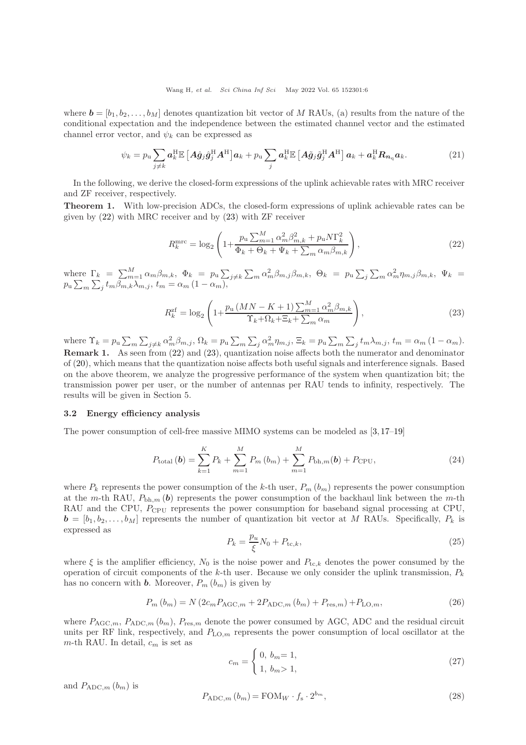where $\boldsymbol{b} = [b_1, b_2, \ldots, b_M]$ denotes quantization bit vector of $M$ RAUs, (a) results from the nature of the conditional expectation and the independence between the estimated channel vector and the estimated channel error vector, and $\psi_k$ can be expressed as

$$\psi_k = p_{\rm u} \sum_{j \neq k} \boldsymbol{a}_k^{\rm H} \mathbb{E}\left[\boldsymbol{A}\hat{\boldsymbol{g}}_j \hat{\boldsymbol{g}}_j^{\rm H} \boldsymbol{A}^{\rm H}\right] \boldsymbol{a}_k + p_{\rm u} \sum_{j} \boldsymbol{a}_k^{\rm H} \mathbb{E}\left[\boldsymbol{A}\tilde{\boldsymbol{g}}_j \tilde{\boldsymbol{g}}_j^{\rm H} \boldsymbol{A}^{\rm H}\right] \boldsymbol{a}_k + \boldsymbol{a}_k^{\rm H} \boldsymbol{R}_{\boldsymbol{n}_{\rm q}} \boldsymbol{a}_k. \tag{21}$$

In the following, we derive the closed-form expressions of the uplink achievable rates with MRC receiver and ZF receiver, respectively.

**Theorem 1.** With low-precision ADCs, the closed-form expressions of uplink achievable rates can be given by (22) with MRC receiver and by (23) with ZF receiver

$$R_k^{\rm mrc} = \log_2\left(1 + \frac{p_{\rm u}\sum_{m=1}^{M}\alpha_m^2\beta_{m,k}^2 + p_{\rm u}N\Gamma_k^2}{\Phi_k + \Theta_k + \Psi_k + \sum_m \alpha_m\beta_{m,k}}\right), \tag{22}$$

where $\Gamma_k = \sum_{m=1}^{M}\alpha_m\beta_{m,k}$, $\Phi_k = p_{\rm u}\sum_{j\neq k}\sum_m \alpha_m^2\beta_{m,j}\beta_{m,k}$, $\Theta_k = p_{\rm u}\sum_j\sum_m \alpha_m^2\eta_{m,j}\beta_{m,k}$, $\Psi_k = p_{\rm u}\sum_m\sum_j t_m\beta_{m,k}\lambda_{m,j}$, $t_m = \alpha_m(1-\alpha_m)$,

$$R_k^{\rm zf} = \log_2\left(1 + \frac{p_{\rm u}(MN - K + 1)\sum_{m=1}^{M}\alpha_m^2\beta_{m,k}}{\Upsilon_k + \Omega_k + \Xi_k + \sum_m \alpha_m}\right), \tag{23}$$

where $\Upsilon_k = p_{\rm u}\sum_m\sum_{j\neq k}\alpha_m^2\beta_{m,j}$, $\Omega_k = p_{\rm u}\sum_m\sum_j \alpha_m^2\eta_{m,j}$, $\Xi_k = p_{\rm u}\sum_m\sum_j t_m\lambda_{m,j}$, $t_m = \alpha_m(1-\alpha_m)$.

**Remark 1.** As seen from (22) and (23), quantization noise affects both the numerator and denominator of (20), which means that the quantization noise affects both useful signals and interference signals. Based on the above theorem, we analyze the progressive performance of the system when quantization bit; the transmission power per user, or the number of antennas per RAU tends to infinity, respectively. The results will be given in Section 5.

### 3.2 Energy efficiency analysis

The power consumption of cell-free massive MIMO systems can be modeled as [3, 17–19]

$$P_{\rm total}(\boldsymbol{b}) = \sum_{k=1}^{K} P_k + \sum_{m=1}^{M} P_m(b_m) + \sum_{m=1}^{M} P_{{\rm bh},m}(\boldsymbol{b}) + P_{\rm CPU}, \tag{24}$$

where $P_k$ represents the power consumption of the $k$-th user, $P_m(b_m)$ represents the power consumption at the $m$-th RAU, $P_{{\rm bh},m}(\boldsymbol{b})$ represents the power consumption of the backhaul link between the $m$-th RAU and the CPU, $P_{\rm CPU}$ represents the power consumption for baseband signal processing at CPU, $\boldsymbol{b} = [b_1, b_2, \ldots, b_M]$ represents the number of quantization bit vector at $M$ RAUs. Specifically, $P_k$ is expressed as

$$P_k = \frac{p_u}{\xi}N_0 + P_{{\rm tc},k}, \tag{25}$$

where $\xi$ is the amplifier efficiency, $N_0$ is the noise power and $P_{{\rm tc},k}$ denotes the power consumed by the operation of circuit components of the $k$-th user. Because we only consider the uplink transmission, $P_k$ has no concern with $\boldsymbol{b}$. Moreover, $P_m(b_m)$ is given by

$$P_m(b_m) = N\left(2c_m P_{{\rm AGC},m} + 2P_{{\rm ADC},m}(b_m) + P_{{\rm res},m}\right) + P_{{\rm LO},m}, \tag{26}$$

where $P_{{\rm AGC},m}$, $P_{{\rm ADC},m}(b_m)$, $P_{{\rm res},m}$ denote the power consumed by AGC, ADC and the residual circuit units per RF link, respectively, and $P_{{\rm LO},m}$ represents the power consumption of local oscillator at the $m$-th RAU. In detail, $c_m$ is set as

$$c_m = \begin{cases} 0, & b_m = 1, \\ 1, & b_m > 1, \end{cases} \tag{27}$$

and $P_{{\rm ADC},m}(b_m)$ is

$$P_{{\rm ADC},m}(b_m) = {\rm FOM}_W \cdot f_{\rm s} \cdot 2^{b_m}, \tag{28}$$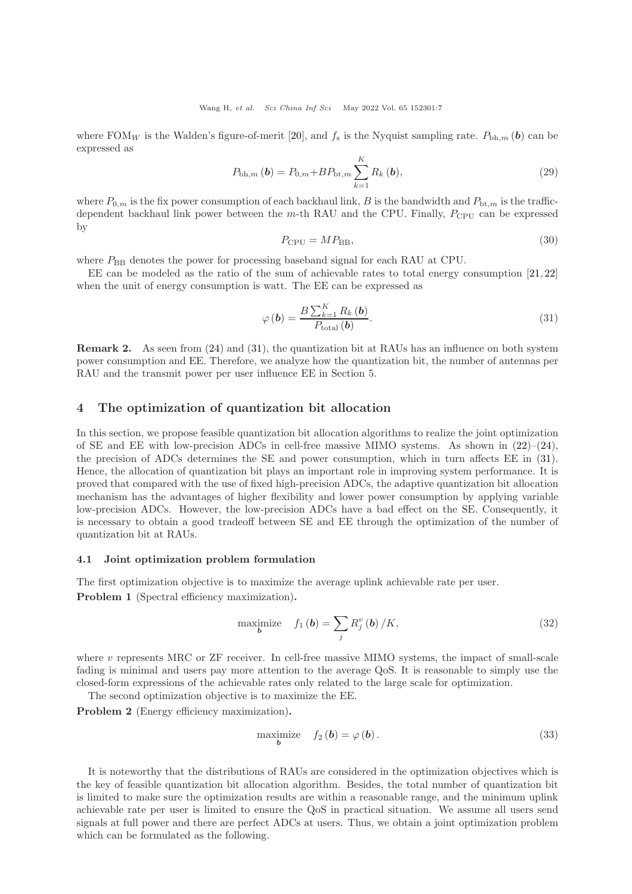where $\mathrm{FOM}_W$ is the Walden's figure-of-merit [20], and $f_s$ is the Nyquist sampling rate. $P_{\mathrm{bh},m}(\boldsymbol{b})$ can be expressed as

$$P_{\mathrm{bh},m}(\boldsymbol{b}) = P_{0,m} + BP_{\mathrm{bt},m} \sum_{k=1}^{K} R_k(\boldsymbol{b}), \tag{29}$$

where $P_{0,m}$ is the fix power consumption of each backhaul link, $B$ is the bandwidth and $P_{\mathrm{bt},m}$ is the traffic-dependent backhaul link power between the $m$-th RAU and the CPU. Finally, $P_{\mathrm{CPU}}$ can be expressed by

$$P_{\mathrm{CPU}} = MP_{\mathrm{BB}}, \tag{30}$$

where $P_{\mathrm{BB}}$ denotes the power for processing baseband signal for each RAU at CPU.

EE can be modeled as the ratio of the sum of achievable rates to total energy consumption [21, 22] when the unit of energy consumption is watt. The EE can be expressed as

$$\varphi(\boldsymbol{b}) = \frac{B\sum_{k=1}^{K} R_k(\boldsymbol{b})}{P_{\mathrm{total}}(\boldsymbol{b})}. \tag{31}$$

**Remark 2.** As seen from (24) and (31), the quantization bit at RAUs has an influence on both system power consumption and EE. Therefore, we analyze how the quantization bit, the number of antennas per RAU and the transmit power per user influence EE in Section 5.

## 4 The optimization of quantization bit allocation

In this section, we propose feasible quantization bit allocation algorithms to realize the joint optimization of SE and EE with low-precision ADCs in cell-free massive MIMO systems. As shown in (22)–(24), the precision of ADCs determines the SE and power consumption, which in turn affects EE in (31). Hence, the allocation of quantization bit plays an important role in improving system performance. It is proved that compared with the use of fixed high-precision ADCs, the adaptive quantization bit allocation mechanism has the advantages of higher flexibility and lower power consumption by applying variable low-precision ADCs. However, the low-precision ADCs have a bad effect on the SE. Consequently, it is necessary to obtain a good tradeoff between SE and EE through the optimization of the number of quantization bit at RAUs.

### 4.1 Joint optimization problem formulation

The first optimization objective is to maximize the average uplink achievable rate per user.

**Problem 1** (Spectral efficiency maximization)**.**

$$\underset{\boldsymbol{b}}{\text{maximize}} \quad f_1(\boldsymbol{b}) = \sum_j R_j^v(\boldsymbol{b})/K, \tag{32}$$

where $v$ represents MRC or ZF receiver. In cell-free massive MIMO systems, the impact of small-scale fading is minimal and users pay more attention to the average QoS. It is reasonable to simply use the closed-form expressions of the achievable rates only related to the large scale for optimization.

The second optimization objective is to maximize the EE.

**Problem 2** (Energy efficiency maximization)**.**

$$\underset{\boldsymbol{b}}{\text{maximize}} \quad f_2(\boldsymbol{b}) = \varphi(\boldsymbol{b}). \tag{33}$$

It is noteworthy that the distributions of RAUs are considered in the optimization objectives which is the key of feasible quantization bit allocation algorithm. Besides, the total number of quantization bit is limited to make sure the optimization results are within a reasonable range, and the minimum uplink achievable rate per user is limited to ensure the QoS in practical situation. We assume all users send signals at full power and there are perfect ADCs at users. Thus, we obtain a joint optimization problem which can be formulated as the following.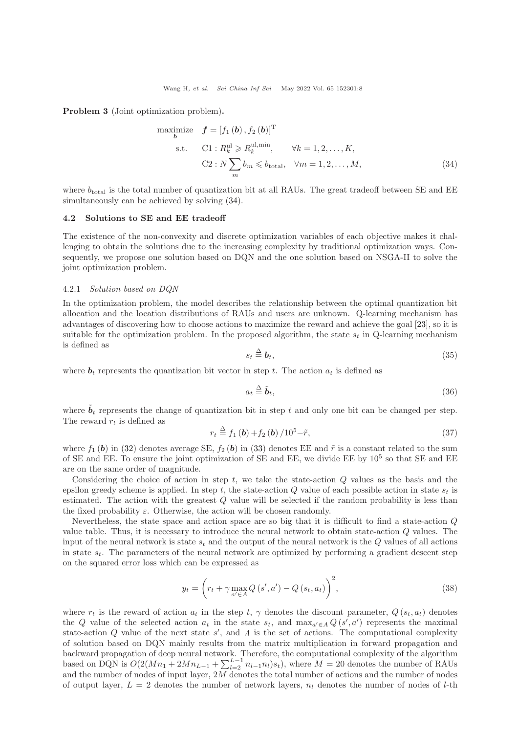**Problem 3** (Joint optimization problem)**.**

$$
\begin{aligned}
\underset{\boldsymbol{b}}{\text{maximize}} \quad & \boldsymbol{f} = [f_1(\boldsymbol{b}), f_2(\boldsymbol{b})]^{\mathrm{T}} \\
\text{s.t.} \quad & \mathrm{C1}: R_k^{\mathrm{ul}} \geqslant R_k^{\mathrm{ul,min}}, \qquad \forall k = 1, 2, \ldots, K, \\
& \mathrm{C2}: N \sum_m b_m \leqslant b_{\mathrm{total}}, \quad \forall m = 1, 2, \ldots, M,
\end{aligned} \tag{34}
$$

where $b_{\mathrm{total}}$ is the total number of quantization bit at all RAUs. The great tradeoff between SE and EE simultaneously can be achieved by solving (34).

### 4.2 Solutions to SE and EE tradeoff

The existence of the non-convexity and discrete optimization variables of each objective makes it challenging to obtain the solutions due to the increasing complexity by traditional optimization ways. Consequently, we propose one solution based on DQN and the one solution based on NSGA-II to solve the joint optimization problem.

#### 4.2.1 *Solution based on DQN*

In the optimization problem, the model describes the relationship between the optimal quantization bit allocation and the location distributions of RAUs and users are unknown. Q-learning mechanism has advantages of discovering how to choose actions to maximize the reward and achieve the goal [23], so it is suitable for the optimization problem. In the proposed algorithm, the state $s_t$ in Q-learning mechanism is defined as

$$
s_t \triangleq \boldsymbol{b}_t, \tag{35}
$$

where $\boldsymbol{b}_t$ represents the quantization bit vector in step $t$. The action $a_t$ is defined as

$$
a_t \triangleq \tilde{\boldsymbol{b}}_t, \tag{36}
$$

where $\tilde{\boldsymbol{b}}_t$ represents the change of quantization bit in step $t$ and only one bit can be changed per step. The reward $r_t$ is defined as

$$
r_t \triangleq f_1(\boldsymbol{b}) + f_2(\boldsymbol{b})/10^5 - \tilde{r}, \tag{37}
$$

where $f_1(\boldsymbol{b})$ in (32) denotes average SE, $f_2(\boldsymbol{b})$ in (33) denotes EE and $\tilde{r}$ is a constant related to the sum of SE and EE. To ensure the joint optimization of SE and EE, we divide EE by $10^5$ so that SE and EE are on the same order of magnitude.

Considering the choice of action in step $t$, we take the state-action $Q$ values as the basis and the epsilon greedy scheme is applied. In step $t$, the state-action $Q$ value of each possible action in state $s_t$ is estimated. The action with the greatest $Q$ value will be selected if the random probability is less than the fixed probability $\varepsilon$. Otherwise, the action will be chosen randomly.

Nevertheless, the state space and action space are so big that it is difficult to find a state-action $Q$ value table. Thus, it is necessary to introduce the neural network to obtain state-action $Q$ values. The input of the neural network is state $s_t$ and the output of the neural network is the $Q$ values of all actions in state $s_t$. The parameters of the neural network are optimized by performing a gradient descent step on the squared error loss which can be expressed as

$$
y_t = \left( r_t + \gamma \max_{a' \in A} Q(s', a') - Q(s_t, a_t) \right)^2, \tag{38}
$$

where $r_t$ is the reward of action $a_t$ in the step $t$, $\gamma$ denotes the discount parameter, $Q(s_t, a_t)$ denotes the $Q$ value of the selected action $a_t$ in the state $s_t$, and $\max_{a' \in A} Q(s', a')$ represents the maximal state-action $Q$ value of the next state $s'$, and $A$ is the set of actions. The computational complexity of solution based on DQN mainly results from the matrix multiplication in forward propagation and backward propagation of deep neural network. Therefore, the computational complexity of the algorithm based on DQN is $O(2(Mn_1 + 2Mn_{L-1} + \sum_{l=2}^{L-1} n_{l-1} n_l) s_t)$, where $M = 20$ denotes the number of RAUs and the number of nodes of input layer, $2M$ denotes the total number of actions and the number of nodes of output layer, $L = 2$ denotes the number of network layers, $n_l$ denotes the number of nodes of $l$-th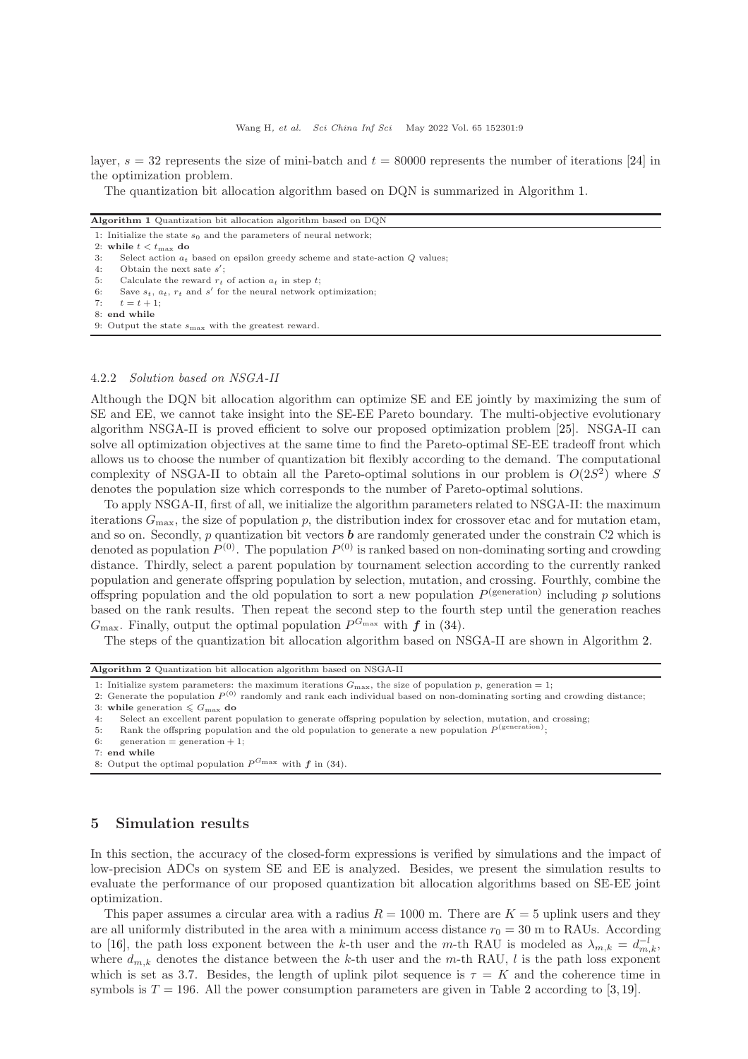layer, $s = 32$ represents the size of mini-batch and $t = 80000$ represents the number of iterations [24] in the optimization problem.

The quantization bit allocation algorithm based on DQN is summarized in Algorithm 1.

**Algorithm 1** Quantization bit allocation algorithm based on DQN

```
1: Initialize the state s_0 and the parameters of neural network;
2: while t < t_max do
3:     Select action a_t based on epsilon greedy scheme and state-action Q values;
4:     Obtain the next sate s';
5:     Calculate the reward r_t of action a_t in step t;
6:     Save s_t, a_t, r_t and s' for the neural network optimization;
7:     t = t + 1;
8: end while
9: Output the state s_max with the greatest reward.
```

#### 4.2.2 *Solution based on NSGA-II*

Although the DQN bit allocation algorithm can optimize SE and EE jointly by maximizing the sum of SE and EE, we cannot take insight into the SE-EE Pareto boundary. The multi-objective evolutionary algorithm NSGA-II is proved efficient to solve our proposed optimization problem [25]. NSGA-II can solve all optimization objectives at the same time to find the Pareto-optimal SE-EE tradeoff front which allows us to choose the number of quantization bit flexibly according to the demand. The computational complexity of NSGA-II to obtain all the Pareto-optimal solutions in our problem is $O(2S^2)$ where $S$ denotes the population size which corresponds to the number of Pareto-optimal solutions.

To apply NSGA-II, first of all, we initialize the algorithm parameters related to NSGA-II: the maximum iterations $G_{\max}$, the size of population $p$, the distribution index for crossover etac and for mutation etam, and so on. Secondly, $p$ quantization bit vectors $\boldsymbol{b}$ are randomly generated under the constrain C2 which is denoted as population $P^{(0)}$. The population $P^{(0)}$ is ranked based on non-dominating sorting and crowding distance. Thirdly, select a parent population by tournament selection according to the currently ranked population and generate offspring population by selection, mutation, and crossing. Fourthly, combine the offspring population and the old population to sort a new population $P^{(\text{generation})}$ including $p$ solutions based on the rank results. Then repeat the second step to the fourth step until the generation reaches $G_{\max}$. Finally, output the optimal population $P^{G_{\max}}$ with $\boldsymbol{f}$ in (34).

The steps of the quantization bit allocation algorithm based on NSGA-II are shown in Algorithm 2.

**Algorithm 2** Quantization bit allocation algorithm based on NSGA-II

```
1: Initialize system parameters: the maximum iterations G_max, the size of population p, generation = 1;
2: Generate the population P^(0) randomly and rank each individual based on non-dominating sorting and crowding distance;
3: while generation ⩽ G_max do
4:     Select an excellent parent population to generate offspring population by selection, mutation, and crossing;
5:     Rank the offspring population and the old population to generate a new population P^(generation);
6:     generation = generation + 1;
7: end while
8: Output the optimal population P^(G_max) with f in (34).
```

## 5 Simulation results

In this section, the accuracy of the closed-form expressions is verified by simulations and the impact of low-precision ADCs on system SE and EE is analyzed. Besides, we present the simulation results to evaluate the performance of our proposed quantization bit allocation algorithms based on SE-EE joint optimization.

This paper assumes a circular area with a radius $R = 1000$ m. There are $K = 5$ uplink users and they are all uniformly distributed in the area with a minimum access distance $r_0 = 30$ m to RAUs. According to [16], the path loss exponent between the $k$-th user and the $m$-th RAU is modeled as $\lambda_{m,k} = d_{m,k}^{-l}$, where $d_{m,k}$ denotes the distance between the $k$-th user and the $m$-th RAU, $l$ is the path loss exponent which is set as 3.7. Besides, the length of uplink pilot sequence is $\tau = K$ and the coherence time in symbols is $T = 196$. All the power consumption parameters are given in Table 2 according to [3, 19].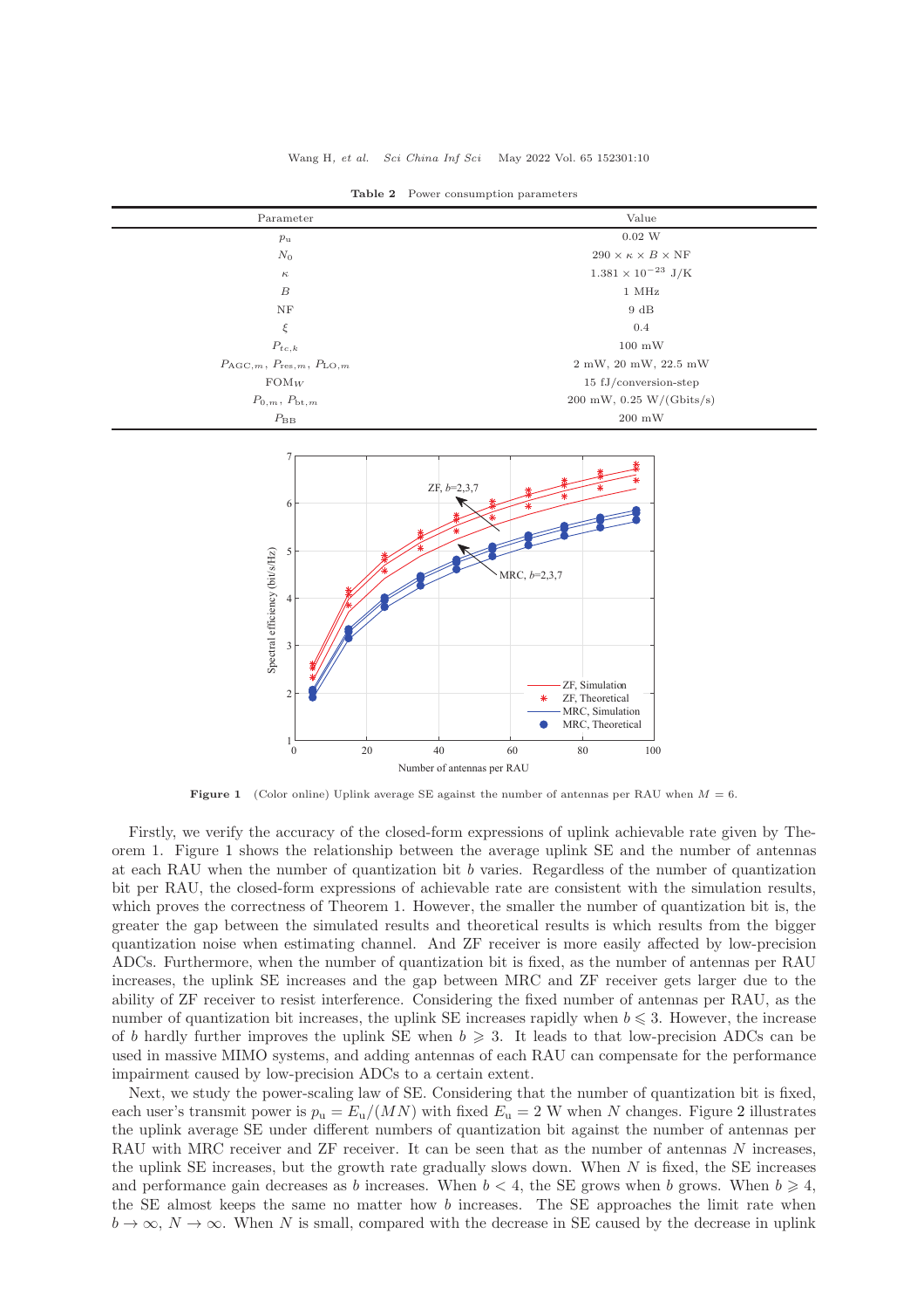**Table 2** Power consumption parameters

| Parameter | Value |
|---|---|
| $p_{\mathrm{u}}$ | 0.02 W |
| $N_0$ | $290 \times \kappa \times B \times \mathrm{NF}$ |
| $\kappa$ | $1.381 \times 10^{-23}$ J/K |
| $B$ | 1 MHz |
| NF | 9 dB |
| $\xi$ | 0.4 |
| $P_{tc,k}$ | 100 mW |
| $P_{\mathrm{AGC},m}$, $P_{\mathrm{res},m}$, $P_{\mathrm{LO},m}$ | 2 mW, 20 mW, 22.5 mW |
| $\mathrm{FOM}_W$ | 15 fJ/conversion-step |
| $P_{0,m}$, $P_{\mathrm{bt},m}$ | 200 mW, 0.25 W/(Gbits/s) |
| $P_{\mathrm{BB}}$ | 200 mW |

**Figure 1** (Color online) Uplink average SE against the number of antennas per RAU when $M = 6$.

Firstly, we verify the accuracy of the closed-form expressions of uplink achievable rate given by Theorem 1. Figure 1 shows the relationship between the average uplink SE and the number of antennas at each RAU when the number of quantization bit $b$ varies. Regardless of the number of quantization bit per RAU, the closed-form expressions of achievable rate are consistent with the simulation results, which proves the correctness of Theorem 1. However, the smaller the number of quantization bit is, the greater the gap between the simulated results and theoretical results is which results from the bigger quantization noise when estimating channel. And ZF receiver is more easily affected by low-precision ADCs. Furthermore, when the number of quantization bit is fixed, as the number of antennas per RAU increases, the uplink SE increases and the gap between MRC and ZF receiver gets larger due to the ability of ZF receiver to resist interference. Considering the fixed number of antennas per RAU, as the number of quantization bit increases, the uplink SE increases rapidly when $b \leqslant 3$. However, the increase of $b$ hardly further improves the uplink SE when $b \geqslant 3$. It leads to that low-precision ADCs can be used in massive MIMO systems, and adding antennas of each RAU can compensate for the performance impairment caused by low-precision ADCs to a certain extent.

Next, we study the power-scaling law of SE. Considering that the number of quantization bit is fixed, each user's transmit power is $p_{\mathrm{u}} = E_{\mathrm{u}}/(MN)$ with fixed $E_{\mathrm{u}} = 2$ W when $N$ changes. Figure 2 illustrates the uplink average SE under different numbers of quantization bit against the number of antennas per RAU with MRC receiver and ZF receiver. It can be seen that as the number of antennas $N$ increases, the uplink SE increases, but the growth rate gradually slows down. When $N$ is fixed, the SE increases and performance gain decreases as $b$ increases. When $b < 4$, the SE grows when $b$ grows. When $b \geqslant 4$, the SE almost keeps the same no matter how $b$ increases. The SE approaches the limit rate when $b \to \infty$, $N \to \infty$. When $N$ is small, compared with the decrease in SE caused by the decrease in uplink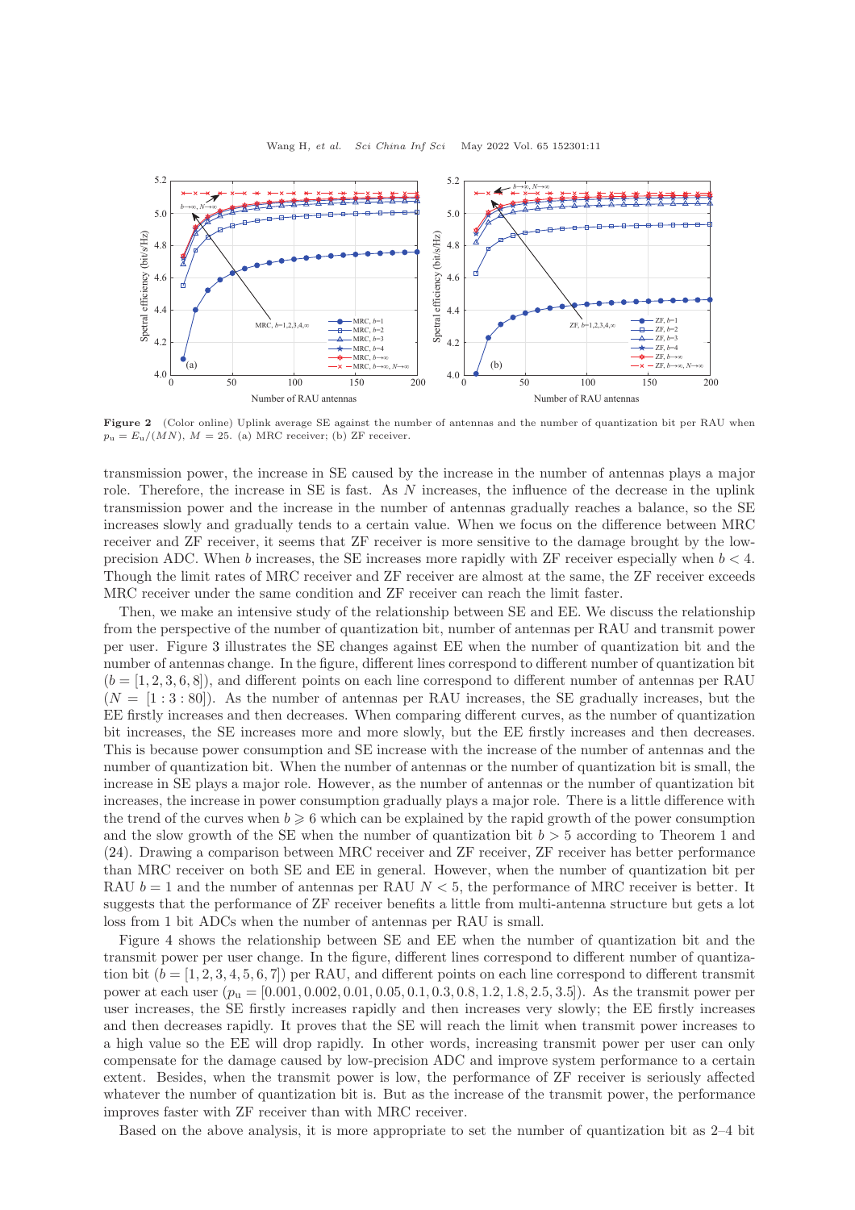**Figure 2** (Color online) Uplink average SE against the number of antennas and the number of quantization bit per RAU when $p_{\rm u} = E_{\rm u}/(MN)$, $M = 25$. (a) MRC receiver; (b) ZF receiver.

transmission power, the increase in SE caused by the increase in the number of antennas plays a major role. Therefore, the increase in SE is fast. As $N$ increases, the influence of the decrease in the uplink transmission power and the increase in the number of antennas gradually reaches a balance, so the SE increases slowly and gradually tends to a certain value. When we focus on the difference between MRC receiver and ZF receiver, it seems that ZF receiver is more sensitive to the damage brought by the low-precision ADC. When $b$ increases, the SE increases more rapidly with ZF receiver especially when $b < 4$. Though the limit rates of MRC receiver and ZF receiver are almost at the same, the ZF receiver exceeds MRC receiver under the same condition and ZF receiver can reach the limit faster.

Then, we make an intensive study of the relationship between SE and EE. We discuss the relationship from the perspective of the number of quantization bit, number of antennas per RAU and transmit power per user. Figure 3 illustrates the SE changes against EE when the number of quantization bit and the number of antennas change. In the figure, different lines correspond to different number of quantization bit ($b = [1, 2, 3, 6, 8]$), and different points on each line correspond to different number of antennas per RAU ($N = [1 : 3 : 80]$). As the number of antennas per RAU increases, the SE gradually increases, but the EE firstly increases and then decreases. When comparing different curves, as the number of quantization bit increases, the SE increases more and more slowly, but the EE firstly increases and then decreases. This is because power consumption and SE increase with the increase of the number of antennas and the number of quantization bit. When the number of antennas or the number of quantization bit is small, the increase in SE plays a major role. However, as the number of antennas or the number of quantization bit increases, the increase in power consumption gradually plays a major role. There is a little difference with the trend of the curves when $b \geqslant 6$ which can be explained by the rapid growth of the power consumption and the slow growth of the SE when the number of quantization bit $b > 5$ according to Theorem 1 and (24). Drawing a comparison between MRC receiver and ZF receiver, ZF receiver has better performance than MRC receiver on both SE and EE in general. However, when the number of quantization bit per RAU $b = 1$ and the number of antennas per RAU $N < 5$, the performance of MRC receiver is better. It suggests that the performance of ZF receiver benefits a little from multi-antenna structure but gets a lot loss from 1 bit ADCs when the number of antennas per RAU is small.

Figure 4 shows the relationship between SE and EE when the number of quantization bit and the transmit power per user change. In the figure, different lines correspond to different number of quantization bit ($b = [1, 2, 3, 4, 5, 6, 7]$) per RAU, and different points on each line correspond to different transmit power at each user ($p_{\rm u} = [0.001, 0.002, 0.01, 0.05, 0.1, 0.3, 0.8, 1.2, 1.8, 2.5, 3.5]$). As the transmit power per user increases, the SE firstly increases rapidly and then increases very slowly; the EE firstly increases and then decreases rapidly. It proves that the SE will reach the limit when transmit power increases to a high value so the EE will drop rapidly. In other words, increasing transmit power per user can only compensate for the damage caused by low-precision ADC and improve system performance to a certain extent. Besides, when the transmit power is low, the performance of ZF receiver is seriously affected whatever the number of quantization bit is. But as the increase of the transmit power, the performance improves faster with ZF receiver than with MRC receiver.

Based on the above analysis, it is more appropriate to set the number of quantization bit as 2–4 bit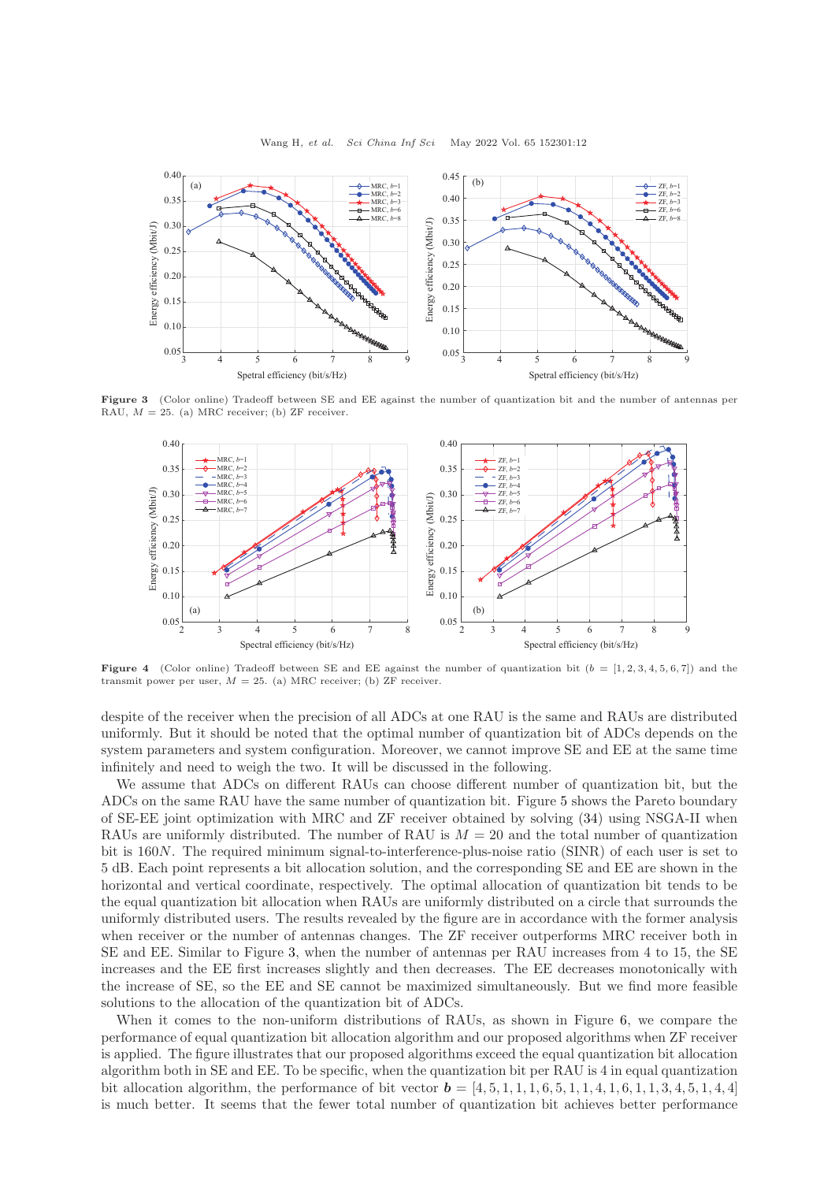**Figure 3** (Color online) Tradeoff between SE and EE against the number of quantization bit and the number of antennas per RAU, $M = 25$. (a) MRC receiver; (b) ZF receiver.

**Figure 4** (Color online) Tradeoff between SE and EE against the number of quantization bit ($b = [1, 2, 3, 4, 5, 6, 7]$) and the transmit power per user, $M = 25$. (a) MRC receiver; (b) ZF receiver.

despite of the receiver when the precision of all ADCs at one RAU is the same and RAUs are distributed uniformly. But it should be noted that the optimal number of quantization bit of ADCs depends on the system parameters and system configuration. Moreover, we cannot improve SE and EE at the same time infinitely and need to weigh the two. It will be discussed in the following.

We assume that ADCs on different RAUs can choose different number of quantization bit, but the ADCs on the same RAU have the same number of quantization bit. Figure 5 shows the Pareto boundary of SE-EE joint optimization with MRC and ZF receiver obtained by solving (34) using NSGA-II when RAUs are uniformly distributed. The number of RAU is $M = 20$ and the total number of quantization bit is $160N$. The required minimum signal-to-interference-plus-noise ratio (SINR) of each user is set to 5 dB. Each point represents a bit allocation solution, and the corresponding SE and EE are shown in the horizontal and vertical coordinate, respectively. The optimal allocation of quantization bit tends to be the equal quantization bit allocation when RAUs are uniformly distributed on a circle that surrounds the uniformly distributed users. The results revealed by the figure are in accordance with the former analysis when receiver or the number of antennas changes. The ZF receiver outperforms MRC receiver both in SE and EE. Similar to Figure 3, when the number of antennas per RAU increases from 4 to 15, the SE increases and the EE first increases slightly and then decreases. The EE decreases monotonically with the increase of SE, so the EE and SE cannot be maximized simultaneously. But we find more feasible solutions to the allocation of the quantization bit of ADCs.

When it comes to the non-uniform distributions of RAUs, as shown in Figure 6, we compare the performance of equal quantization bit allocation algorithm and our proposed algorithms when ZF receiver is applied. The figure illustrates that our proposed algorithms exceed the equal quantization bit allocation algorithm both in SE and EE. To be specific, when the quantization bit per RAU is 4 in equal quantization bit allocation algorithm, the performance of bit vector $\boldsymbol{b} = [4, 5, 1, 1, 1, 6, 5, 1, 1, 4, 1, 6, 1, 1, 3, 4, 5, 1, 4, 4]$ is much better. It seems that the fewer total number of quantization bit achieves better performance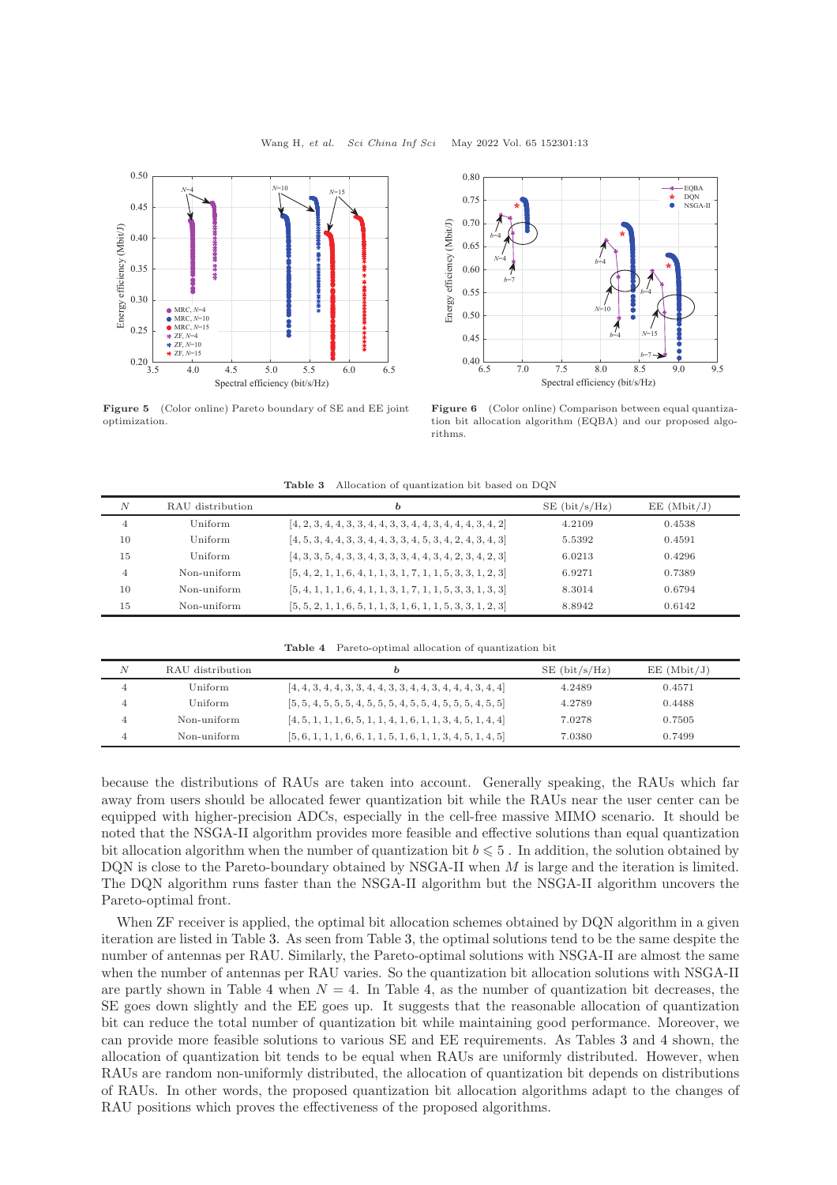**Figure 5** (Color online) Pareto boundary of SE and EE joint optimization.

**Figure 6** (Color online) Comparison between equal quantization bit allocation algorithm (EQBA) and our proposed algorithms.

**Table 3** Allocation of quantization bit based on DQN

| $N$ | RAU distribution | $\boldsymbol{b}$ | SE (bit/s/Hz) | EE (Mbit/J) |
|---|---|---|---|---|
| 4 | Uniform | [4, 2, 3, 4, 4, 3, 3, 4, 4, 3, 3, 4, 4, 3, 4, 4, 4, 3, 4, 2] | 4.2109 | 0.4538 |
| 10 | Uniform | [4, 5, 3, 4, 4, 3, 3, 4, 4, 3, 3, 4, 5, 3, 4, 2, 4, 3, 4, 3] | 5.5392 | 0.4591 |
| 15 | Uniform | [4, 3, 3, 5, 4, 3, 3, 4, 3, 3, 3, 4, 4, 3, 4, 2, 3, 4, 2, 3] | 6.0213 | 0.4296 |
| 4 | Non-uniform | [5, 4, 2, 1, 1, 6, 4, 1, 1, 3, 1, 7, 1, 1, 5, 3, 3, 1, 2, 3] | 6.9271 | 0.7389 |
| 10 | Non-uniform | [5, 4, 1, 1, 1, 6, 4, 1, 1, 3, 1, 7, 1, 1, 5, 3, 3, 1, 3, 3] | 8.3014 | 0.6794 |
| 15 | Non-uniform | [5, 5, 2, 1, 1, 6, 5, 1, 1, 3, 1, 6, 1, 1, 5, 3, 3, 1, 2, 3] | 8.8942 | 0.6142 |

**Table 4** Pareto-optimal allocation of quantization bit

| $N$ | RAU distribution | $\boldsymbol{b}$ | SE (bit/s/Hz) | EE (Mbit/J) |
|---|---|---|---|---|
| 4 | Uniform | [4, 4, 3, 4, 4, 3, 3, 4, 4, 3, 3, 4, 4, 3, 4, 4, 4, 3, 4, 4] | 4.2489 | 0.4571 |
| 4 | Uniform | [5, 5, 4, 5, 5, 5, 4, 5, 5, 5, 4, 5, 5, 4, 5, 5, 5, 4, 5, 5] | 4.2789 | 0.4488 |
| 4 | Non-uniform | [4, 5, 1, 1, 1, 6, 5, 1, 1, 4, 1, 6, 1, 1, 3, 4, 5, 1, 4, 4] | 7.0278 | 0.7505 |
| 4 | Non-uniform | [5, 6, 1, 1, 1, 6, 6, 1, 1, 5, 1, 6, 1, 1, 3, 4, 5, 1, 4, 5] | 7.0380 | 0.7499 |

because the distributions of RAUs are taken into account. Generally speaking, the RAUs which far away from users should be allocated fewer quantization bit while the RAUs near the user center can be equipped with higher-precision ADCs, especially in the cell-free massive MIMO scenario. It should be noted that the NSGA-II algorithm provides more feasible and effective solutions than equal quantization bit allocation algorithm when the number of quantization bit $b \leqslant 5$ . In addition, the solution obtained by DQN is close to the Pareto-boundary obtained by NSGA-II when $M$ is large and the iteration is limited. The DQN algorithm runs faster than the NSGA-II algorithm but the NSGA-II algorithm uncovers the Pareto-optimal front.

When ZF receiver is applied, the optimal bit allocation schemes obtained by DQN algorithm in a given iteration are listed in Table 3. As seen from Table 3, the optimal solutions tend to be the same despite the number of antennas per RAU. Similarly, the Pareto-optimal solutions with NSGA-II are almost the same when the number of antennas per RAU varies. So the quantization bit allocation solutions with NSGA-II are partly shown in Table 4 when $N = 4$. In Table 4, as the number of quantization bit decreases, the SE goes down slightly and the EE goes up. It suggests that the reasonable allocation of quantization bit can reduce the total number of quantization bit while maintaining good performance. Moreover, we can provide more feasible solutions to various SE and EE requirements. As Tables 3 and 4 shown, the allocation of quantization bit tends to be equal when RAUs are uniformly distributed. However, when RAUs are random non-uniformly distributed, the allocation of quantization bit depends on distributions of RAUs. In other words, the proposed quantization bit allocation algorithms adapt to the changes of RAU positions which proves the effectiveness of the proposed algorithms.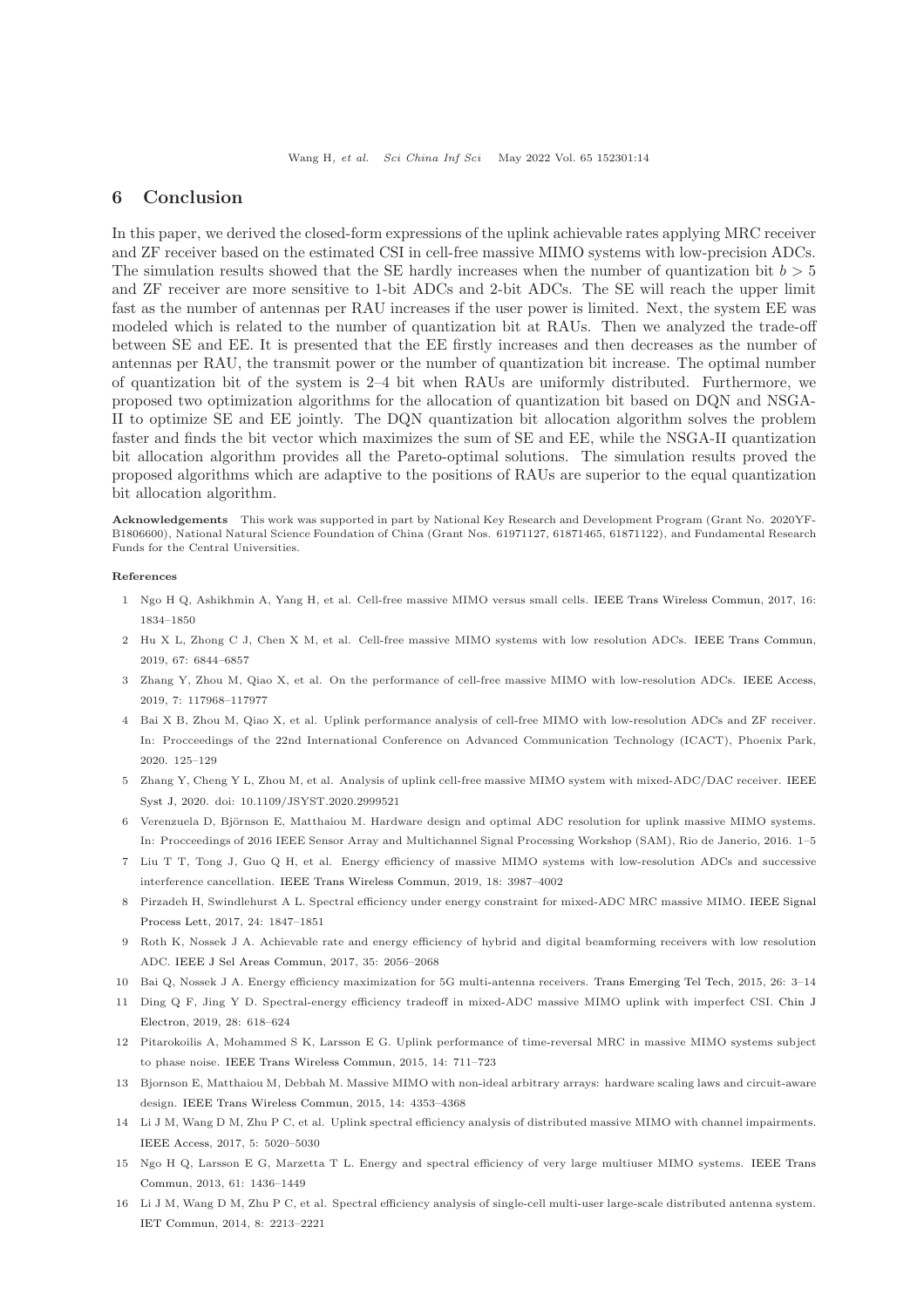## 6 Conclusion

In this paper, we derived the closed-form expressions of the uplink achievable rates applying MRC receiver and ZF receiver based on the estimated CSI in cell-free massive MIMO systems with low-precision ADCs. The simulation results showed that the SE hardly increases when the number of quantization bit $b > 5$ and ZF receiver are more sensitive to 1-bit ADCs and 2-bit ADCs. The SE will reach the upper limit fast as the number of antennas per RAU increases if the user power is limited. Next, the system EE was modeled which is related to the number of quantization bit at RAUs. Then we analyzed the trade-off between SE and EE. It is presented that the EE firstly increases and then decreases as the number of antennas per RAU, the transmit power or the number of quantization bit increase. The optimal number of quantization bit of the system is 2–4 bit when RAUs are uniformly distributed. Furthermore, we proposed two optimization algorithms for the allocation of quantization bit based on DQN and NSGA-II to optimize SE and EE jointly. The DQN quantization bit allocation algorithm solves the problem faster and finds the bit vector which maximizes the sum of SE and EE, while the NSGA-II quantization bit allocation algorithm provides all the Pareto-optimal solutions. The simulation results proved the proposed algorithms which are adaptive to the positions of RAUs are superior to the equal quantization bit allocation algorithm.

**Acknowledgements** This work was supported in part by National Key Research and Development Program (Grant No. 2020YFB1806600), National Natural Science Foundation of China (Grant Nos. 61971127, 61871465, 61871122), and Fundamental Research Funds for the Central Universities.

**References**

1 Ngo H Q, Ashikhmin A, Yang H, et al. Cell-free massive MIMO versus small cells. IEEE Trans Wireless Commun, 2017, 16: 1834–1850

2 Hu X L, Zhong C J, Chen X M, et al. Cell-free massive MIMO systems with low resolution ADCs. IEEE Trans Commun, 2019, 67: 6844–6857

3 Zhang Y, Zhou M, Qiao X, et al. On the performance of cell-free massive MIMO with low-resolution ADCs. IEEE Access, 2019, 7: 117968–117977

4 Bai X B, Zhou M, Qiao X, et al. Uplink performance analysis of cell-free MIMO with low-resolution ADCs and ZF receiver. In: Procceedings of the 22nd International Conference on Advanced Communication Technology (ICACT), Phoenix Park, 2020. 125–129

5 Zhang Y, Cheng Y L, Zhou M, et al. Analysis of uplink cell-free massive MIMO system with mixed-ADC/DAC receiver. IEEE Syst J, 2020. doi: 10.1109/JSYST.2020.2999521

6 Verenzuela D, Björnson E, Matthaiou M. Hardware design and optimal ADC resolution for uplink massive MIMO systems. In: Procceedings of 2016 IEEE Sensor Array and Multichannel Signal Processing Workshop (SAM), Rio de Janerio, 2016. 1–5

7 Liu T T, Tong J, Guo Q H, et al. Energy efficiency of massive MIMO systems with low-resolution ADCs and successive interference cancellation. IEEE Trans Wireless Commun, 2019, 18: 3987–4002

8 Pirzadeh H, Swindlehurst A L. Spectral efficiency under energy constraint for mixed-ADC MRC massive MIMO. IEEE Signal Process Lett, 2017, 24: 1847–1851

9 Roth K, Nossek J A. Achievable rate and energy efficiency of hybrid and digital beamforming receivers with low resolution ADC. IEEE J Sel Areas Commun, 2017, 35: 2056–2068

10 Bai Q, Nossek J A. Energy efficiency maximization for 5G multi-antenna receivers. Trans Emerging Tel Tech, 2015, 26: 3–14

11 Ding Q F, Jing Y D. Spectral-energy efficiency tradeoff in mixed-ADC massive MIMO uplink with imperfect CSI. Chin J Electron, 2019, 28: 618–624

12 Pitarokoilis A, Mohammed S K, Larsson E G. Uplink performance of time-reversal MRC in massive MIMO systems subject to phase noise. IEEE Trans Wireless Commun, 2015, 14: 711–723

13 Bjornson E, Matthaiou M, Debbah M. Massive MIMO with non-ideal arbitrary arrays: hardware scaling laws and circuit-aware design. IEEE Trans Wireless Commun, 2015, 14: 4353–4368

14 Li J M, Wang D M, Zhu P C, et al. Uplink spectral efficiency analysis of distributed massive MIMO with channel impairments. IEEE Access, 2017, 5: 5020–5030

15 Ngo H Q, Larsson E G, Marzetta T L. Energy and spectral efficiency of very large multiuser MIMO systems. IEEE Trans Commun, 2013, 61: 1436–1449

16 Li J M, Wang D M, Zhu P C, et al. Spectral efficiency analysis of single-cell multi-user large-scale distributed antenna system. IET Commun, 2014, 8: 2213–2221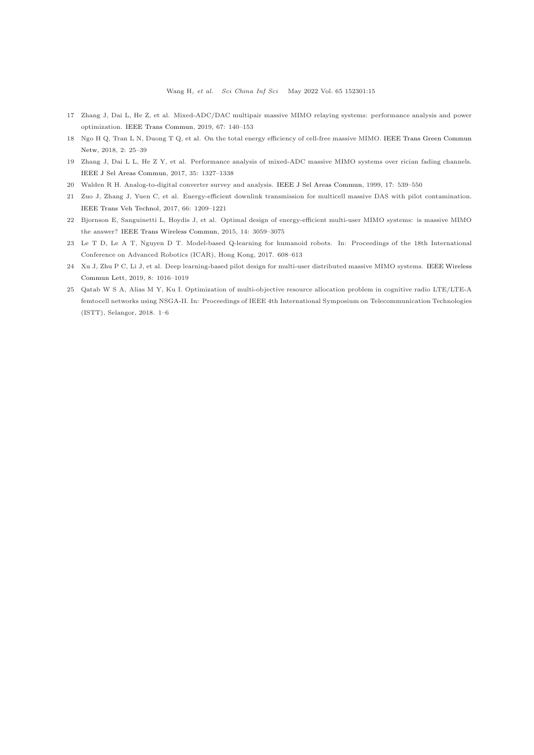17 Zhang J, Dai L, He Z, et al. Mixed-ADC/DAC multipair massive MIMO relaying systems: performance analysis and power optimization. IEEE Trans Commun, 2019, 67: 140–153

18 Ngo H Q, Tran L N, Duong T Q, et al. On the total energy efficiency of cell-free massive MIMO. IEEE Trans Green Commun Netw, 2018, 2: 25–39

19 Zhang J, Dai L L, He Z Y, et al. Performance analysis of mixed-ADC massive MIMO systems over rician fading channels. IEEE J Sel Areas Commun, 2017, 35: 1327–1338

20 Walden R H. Analog-to-digital converter survey and analysis. IEEE J Sel Areas Commun, 1999, 17: 539–550

21 Zuo J, Zhang J, Yuen C, et al. Energy-efficient downlink transmission for multicell massive DAS with pilot contamination. IEEE Trans Veh Technol, 2017, 66: 1209–1221

22 Bjornson E, Sanguinetti L, Hoydis J, et al. Optimal design of energy-efficient multi-user MIMO systems: is massive MIMO the answer? IEEE Trans Wireless Commun, 2015, 14: 3059–3075

23 Le T D, Le A T, Nguyen D T. Model-based Q-learning for humanoid robots. In: Proceedings of the 18th International Conference on Advanced Robotics (ICAR), Hong Kong, 2017. 608–613

24 Xu J, Zhu P C, Li J, et al. Deep learning-based pilot design for multi-user distributed massive MIMO systems. IEEE Wireless Commun Lett, 2019, 8: 1016–1019

25 Qatab W S A, Alias M Y, Ku I. Optimization of multi-objective resource allocation problem in cognitive radio LTE/LTE-A femtocell networks using NSGA-II. In: Proceedings of IEEE 4th International Symposium on Telecommunication Technologies (ISTT), Selangor, 2018. 1–6